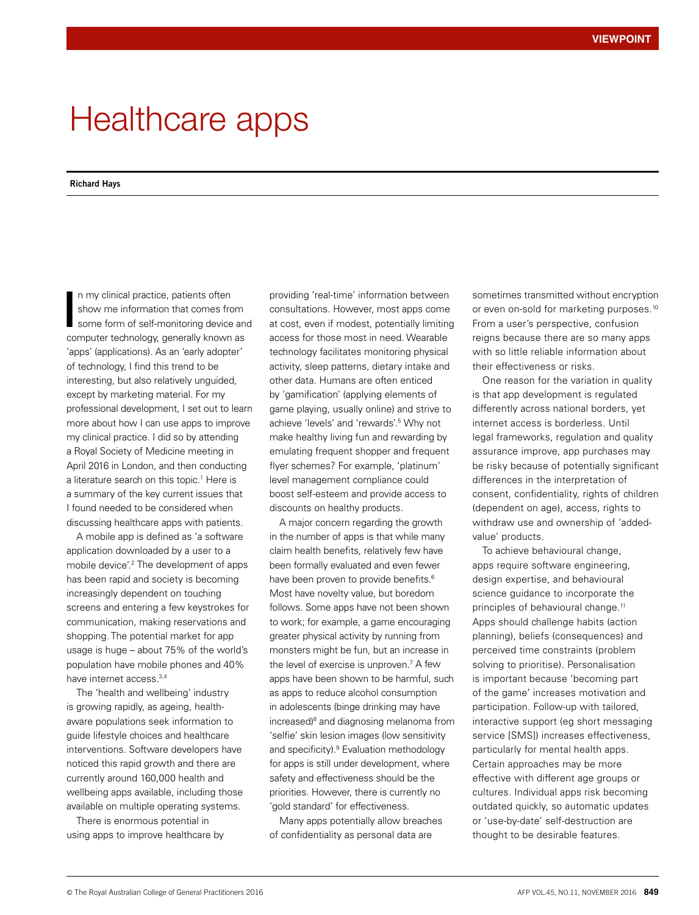VIEWPOINT

# Healthcare apps

**Richard Hays**

In my clinical practice, patients often show me information that comes from some form of self-monitoring device and computer technology, generally known as 'apps' (applications). As an 'early adopter' of technology, I find this trend to be interesting, but also relatively unguided, except by marketing material. For my professional development, I set out to learn more about how I can use apps to improve my clinical practice. I did so by attending a Royal Society of Medicine meeting in April 2016 in London, and then conducting a literature search on this topic.[1] Here is a summary of the key current issues that I found needed to be considered when discussing healthcare apps with patients.

A mobile app is defined as 'a software application downloaded by a user to a mobile device'.[2] The development of apps has been rapid and society is becoming increasingly dependent on touching screens and entering a few keystrokes for communication, making reservations and shopping. The potential market for app usage is huge – about 75% of the world's population have mobile phones and 40% have internet access.[3,4]

The 'health and wellbeing' industry is growing rapidly, as ageing, health-aware populations seek information to guide lifestyle choices and healthcare interventions. Software developers have noticed this rapid growth and there are currently around 160,000 health and wellbeing apps available, including those available on multiple operating systems.

There is enormous potential in using apps to improve healthcare by providing 'real-time' information between consultations. However, most apps come at cost, even if modest, potentially limiting access for those most in need. Wearable technology facilitates monitoring physical activity, sleep patterns, dietary intake and other data. Humans are often enticed by 'gamification' (applying elements of game playing, usually online) and strive to achieve 'levels' and 'rewards'.[5] Why not make healthy living fun and rewarding by emulating frequent shopper and frequent flyer schemes? For example, 'platinum' level management compliance could boost self-esteem and provide access to discounts on healthy products.

A major concern regarding the growth in the number of apps is that while many claim health benefits, relatively few have been formally evaluated and even fewer have been proven to provide benefits.[6] Most have novelty value, but boredom follows. Some apps have not been shown to work; for example, a game encouraging greater physical activity by running from monsters might be fun, but an increase in the level of exercise is unproven.[7] A few apps have been shown to be harmful, such as apps to reduce alcohol consumption in adolescents (binge drinking may have increased)[8] and diagnosing melanoma from 'selfie' skin lesion images (low sensitivity and specificity).[9] Evaluation methodology for apps is still under development, where safety and effectiveness should be the priorities. However, there is currently no 'gold standard' for effectiveness.

Many apps potentially allow breaches of confidentiality as personal data are sometimes transmitted without encryption or even on-sold for marketing purposes.[10] From a user's perspective, confusion reigns because there are so many apps with so little reliable information about their effectiveness or risks.

One reason for the variation in quality is that app development is regulated differently across national borders, yet internet access is borderless. Until legal frameworks, regulation and quality assurance improve, app purchases may be risky because of potentially significant differences in the interpretation of consent, confidentiality, rights of children (dependent on age), access, rights to withdraw use and ownership of 'added-value' products.

To achieve behavioural change, apps require software engineering, design expertise, and behavioural science guidance to incorporate the principles of behavioural change.[11] Apps should challenge habits (action planning), beliefs (consequences) and perceived time constraints (problem solving to prioritise). Personalisation is important because 'becoming part of the game' increases motivation and participation. Follow-up with tailored, interactive support (eg short messaging service [SMS]) increases effectiveness, particularly for mental health apps. Certain approaches may be more effective with different age groups or cultures. Individual apps risk becoming outdated quickly, so automatic updates or 'use-by-date' self-destruction are thought to be desirable features.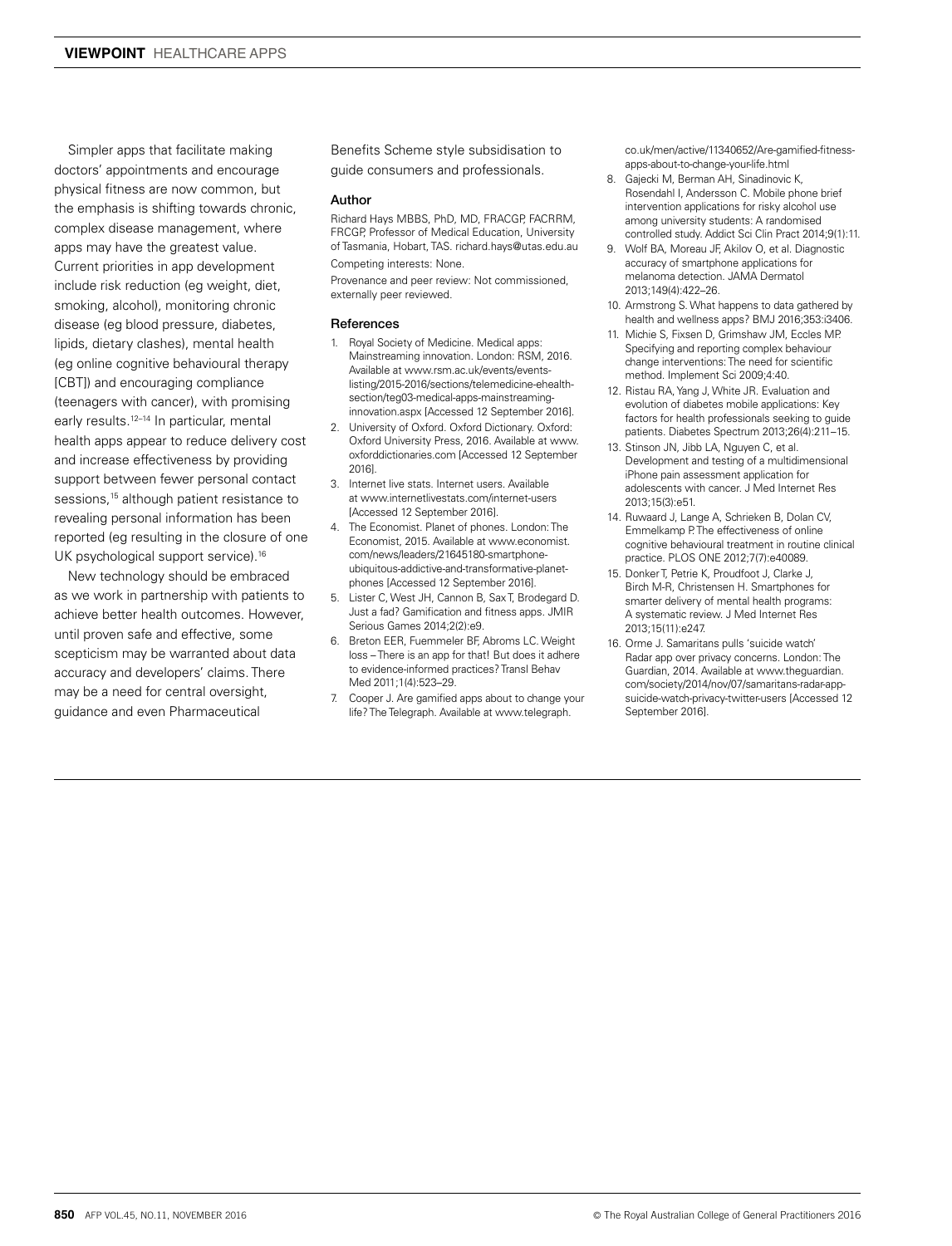Simpler apps that facilitate making doctors' appointments and encourage physical fitness are now common, but the emphasis is shifting towards chronic, complex disease management, where apps may have the greatest value. Current priorities in app development include risk reduction (eg weight, diet, smoking, alcohol), monitoring chronic disease (eg blood pressure, diabetes, lipids, dietary clashes), mental health (eg online cognitive behavioural therapy [CBT]) and encouraging compliance (teenagers with cancer), with promising early results.[12–14] In particular, mental health apps appear to reduce delivery cost and increase effectiveness by providing support between fewer personal contact sessions,[15] although patient resistance to revealing personal information has been reported (eg resulting in the closure of one UK psychological support service).[16]

New technology should be embraced as we work in partnership with patients to achieve better health outcomes. However, until proven safe and effective, some scepticism may be warranted about data accuracy and developers' claims. There may be a need for central oversight, guidance and even Pharmaceutical Benefits Scheme style subsidisation to guide consumers and professionals.

### Author

Richard Hays MBBS, PhD, MD, FRACGP, FACRRM, FRCGP, Professor of Medical Education, University of Tasmania, Hobart, TAS. richard.hays@utas.edu.au

Competing interests: None.

Provenance and peer review: Not commissioned, externally peer reviewed.

### References

1. Royal Society of Medicine. Medical apps: Mainstreaming innovation. London: RSM, 2016. Available at www.rsm.ac.uk/events/events-listing/2015-2016/sections/telemedicine-ehealth-section/teg03-medical-apps-mainstreaming-innovation.aspx [Accessed 12 September 2016].
2. University of Oxford. Oxford Dictionary. Oxford: Oxford University Press, 2016. Available at www.oxforddictionaries.com [Accessed 12 September 2016].
3. Internet live stats. Internet users. Available at www.internetlivestats.com/internet-users [Accessed 12 September 2016].
4. The Economist. Planet of phones. London: The Economist, 2015. Available at www.economist.com/news/leaders/21645180-smartphone-ubiquitous-addictive-and-transformative-planet-phones [Accessed 12 September 2016].
5. Lister C, West JH, Cannon B, Sax T, Brodegard D. Just a fad? Gamification and fitness apps. JMIR Serious Games 2014;2(2):e9.
6. Breton EER, Fuemmeler BF, Abroms LC. Weight loss – There is an app for that! But does it adhere to evidence-informed practices? Transl Behav Med 2011;1(4):523–29.
7. Cooper J. Are gamified apps about to change your life? The Telegraph. Available at www.telegraph.co.uk/men/active/11340652/Are-gamified-fitness-apps-about-to-change-your-life.html
8. Gajecki M, Berman AH, Sinadinovic K, Rosendahl I, Andersson C. Mobile phone brief intervention applications for risky alcohol use among university students: A randomised controlled study. Addict Sci Clin Pract 2014;9(1):11.
9. Wolf BA, Moreau JF, Akilov O, et al. Diagnostic accuracy of smartphone applications for melanoma detection. JAMA Dermatol 2013;149(4):422–26.
10. Armstrong S. What happens to data gathered by health and wellness apps? BMJ 2016;353:i3406.
11. Michie S, Fixsen D, Grimshaw JM, Eccles MP. Specifying and reporting complex behaviour change interventions: The need for scientific method. Implement Sci 2009;4:40.
12. Ristau RA, Yang J, White JR. Evaluation and evolution of diabetes mobile applications: Key factors for health professionals seeking to guide patients. Diabetes Spectrum 2013;26(4):211–15.
13. Stinson JN, Jibb LA, Nguyen C, et al. Development and testing of a multidimensional iPhone pain assessment application for adolescents with cancer. J Med Internet Res 2013;15(3):e51.
14. Ruwaard J, Lange A, Schrieken B, Dolan CV, Emmelkamp P. The effectiveness of online cognitive behavioural treatment in routine clinical practice. PLOS ONE 2012;7(7):e40089.
15. Donker T, Petrie K, Proudfoot J, Clarke J, Birch M-R, Christensen H. Smartphones for smarter delivery of mental health programs: A systematic review. J Med Internet Res 2013;15(11):e247.
16. Orme J. Samaritans pulls 'suicide watch' Radar app over privacy concerns. London: The Guardian, 2014. Available at www.theguardian.com/society/2014/nov/07/samaritans-radar-app-suicide-watch-privacy-twitter-users [Accessed 12 September 2016].